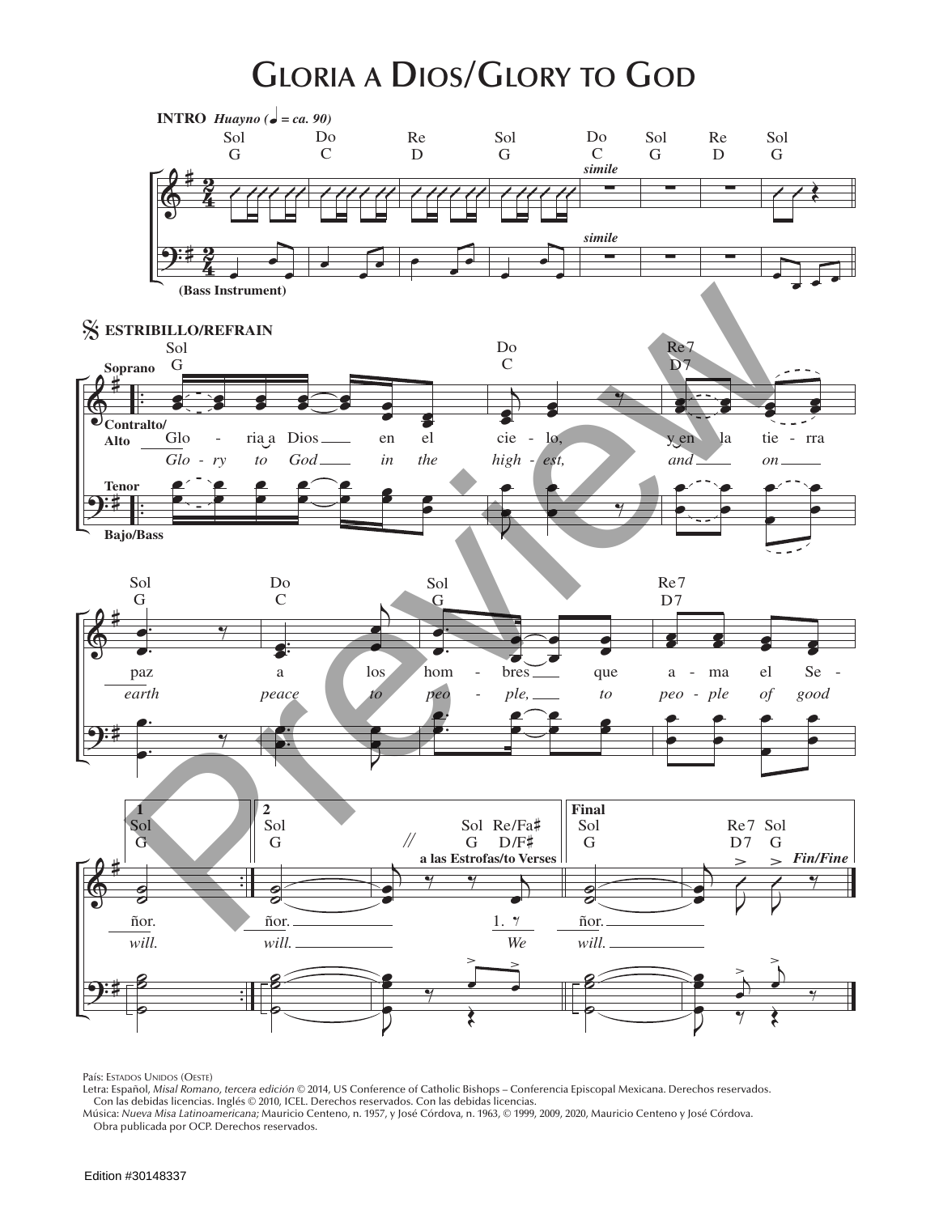# Gloria a Dios/Glory to God

**INTRO** *Huayno (♩ = ca. 90)*

Sol G — Do C — Re D — Sol G — Do C — Sol G — Re D — Sol G

*simile*

(Bass Instrument)

**ESTRIBILLO/REFRAIN**

Soprano / Contralto/Alto / Tenor / Bajo/Bass

Sol G — Do C — Re7 D7

Glo - ria a Dios en el cie - lo, y en la tie - rra
*Glo - ry to God in the high - est, and on*

Sol G — Do C — Sol G — Re7 D7

paz a los hom - bres que a - ma el Se -
*earth peace to peo - ple, to peo - ple of good*

1 Sol G — 2 Sol G — Sol G — Re/Fa♯ D/F♯ — Final Sol G — Re7 D7 — Sol G

a las Estrofas/to Verses — *Fin/Fine*

ñor. — ñor. — 1. — ñor.
*will. — will. — We — will.*

País: Estados Unidos (Oeste)
Letra: Español, *Misal Romano, tercera edición* © 2014, US Conference of Catholic Bishops – Conferencia Episcopal Mexicana. Derechos reservados. Con las debidas licencias. Inglés © 2010, ICEL. Derechos reservados. Con las debidas licencias.
Música: *Nueva Misa Latinoamericana;* Mauricio Centeno, n. 1957, y José Córdova, n. 1963, © 1999, 2009, 2020, Mauricio Centeno y José Córdova. Obra publicada por OCP. Derechos reservados.

Edition #30148337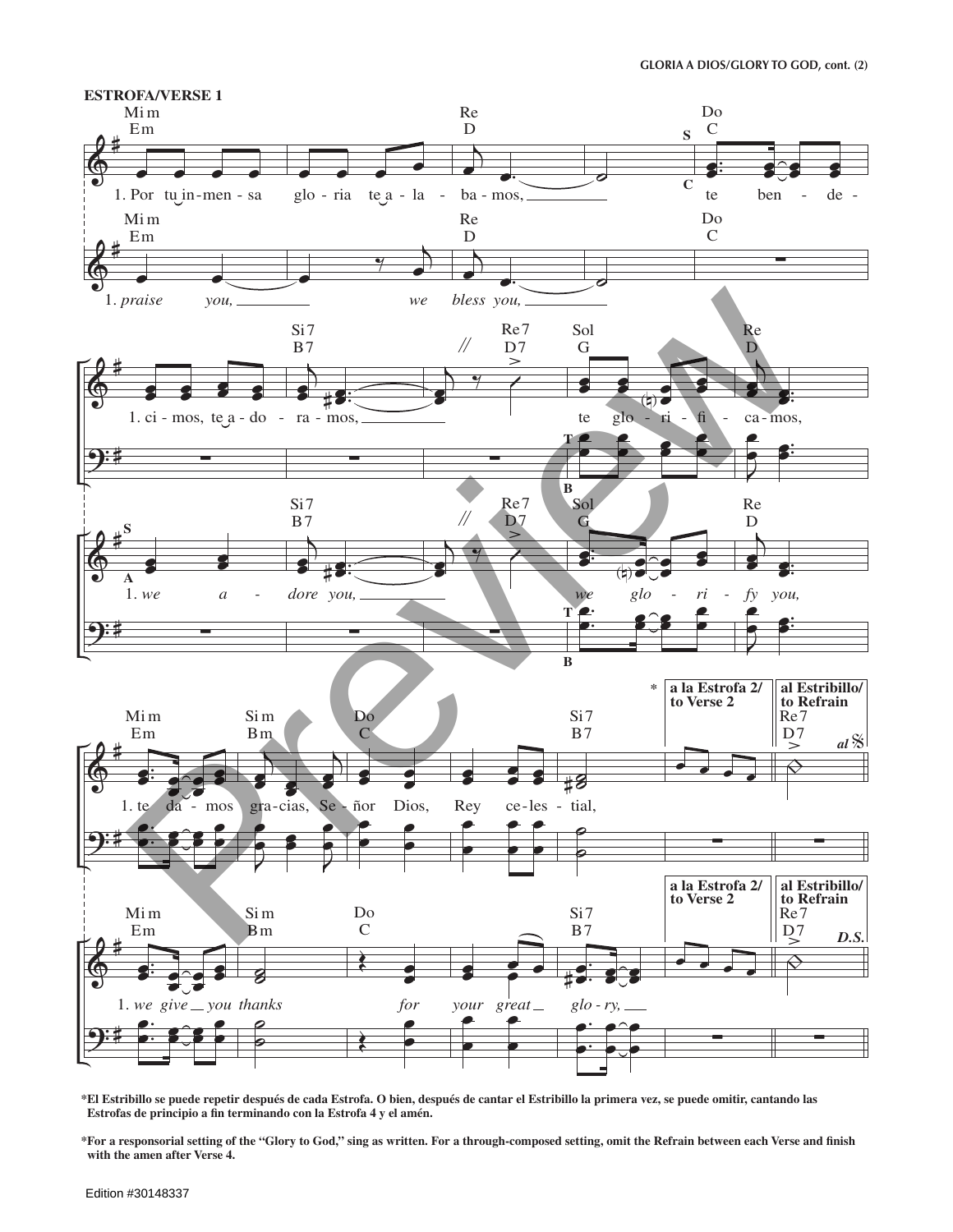**ESTROFA/VERSE 1**

1. Por tu inmensa gloria te alabamos, te bendecimos, te adoramos, te glorificamos,

1. *praise you, we bless you, we adore you, we glorify you,*

1. te damos gracias, Señor Dios, Rey celestial,

1. *we give you thanks for your great glory,*

a la Estrofa 2/ to Verse 2 — al Estribillo/ to Refrain — *al* 𝄋

a la Estrofa 2/ to Verse 2 — al Estribillo/ to Refrain — *D.S.*

*El Estribillo se puede repetir después de cada Estrofa. O bien, después de cantar el Estribillo la primera vez, se puede omitir, cantando las Estrofas de principio a fin terminando con la Estrofa 4 y el amén.

*For a responsorial setting of the "Glory to God," sing as written. For a through-composed setting, omit the Refrain between each Verse and finish with the amen after Verse 4.

Edition #30148337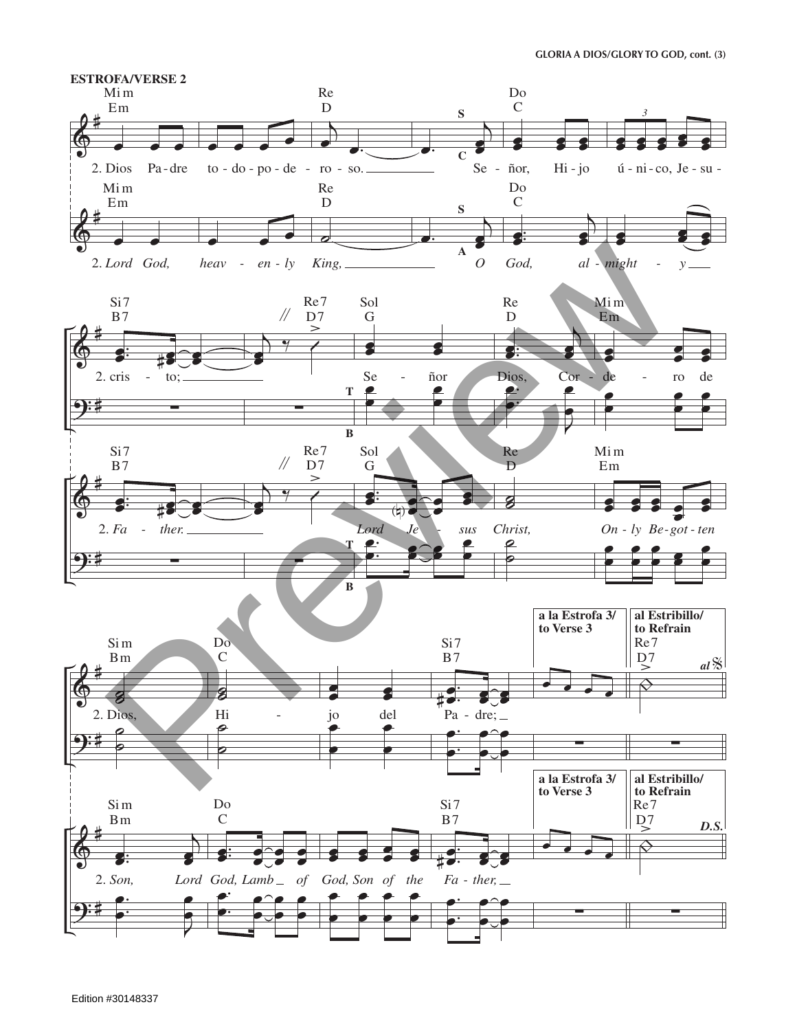**ESTROFA/VERSE 2**

Mi m / Em — Re / D — Do / C

2. Dios Pa-dre to-do-po-de-ro-so. Se-ñor, Hi-jo ú-ni-co, Je-su-

2. *Lord God, heav-en-ly King, O God, al-might-y*

Si 7 / B7 — Re 7 / D7 — Sol / G — Re / D — Mi m / Em

2. cris-to; Se-ñor Dios, Cor-de-ro de

2. *Fa-ther. Lord Je-sus Christ, On-ly Be-got-ten*

Si m / Bm — Do / C — Si 7 / B7 — **a la Estrofa 3/ to Verse 3** — **al Estribillo/ to Refrain** Re 7 / D7 *al* 𝄋

2. Dios, Hi-jo del Pa-dre;

2. *Son, Lord God, Lamb of God, Son of the Fa-ther,* — **a la Estrofa 3/ to Verse 3** — **al Estribillo/ to Refrain** Re 7 / D7 ***D.S.***

Edition #30148337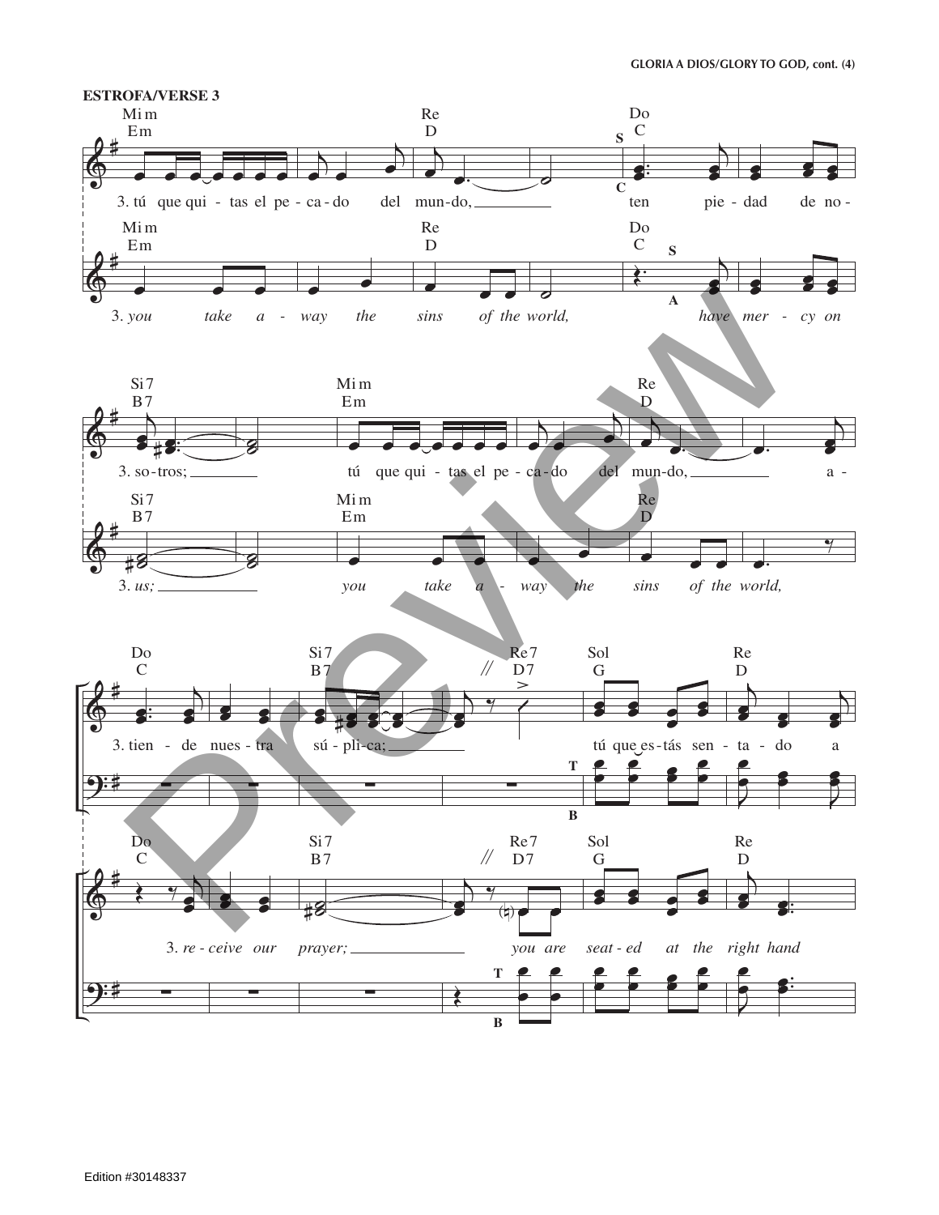**ESTROFA/VERSE 3**

Mim / Em — Re / D — Do / C

3. tú que qui - tas el pe - ca - do del mun-do, ten pie - dad de no -

3. *you take a - way the sins of the world, have mer - cy on*

Si7 / B7 — Mim / Em — Re / D

3. so - tros; tú que qui - tas el pe - ca - do del mun-do, a -

3. *us; you take a - way the sins of the world,*

Do / C — Si7 / B7 — Re7 / D7 — Sol / G — Re / D

3. tien - de nues - tra sú - pli - ca; tú que es - tás sen - ta - do a

3. *re - ceive our prayer; you are seat - ed at the right hand*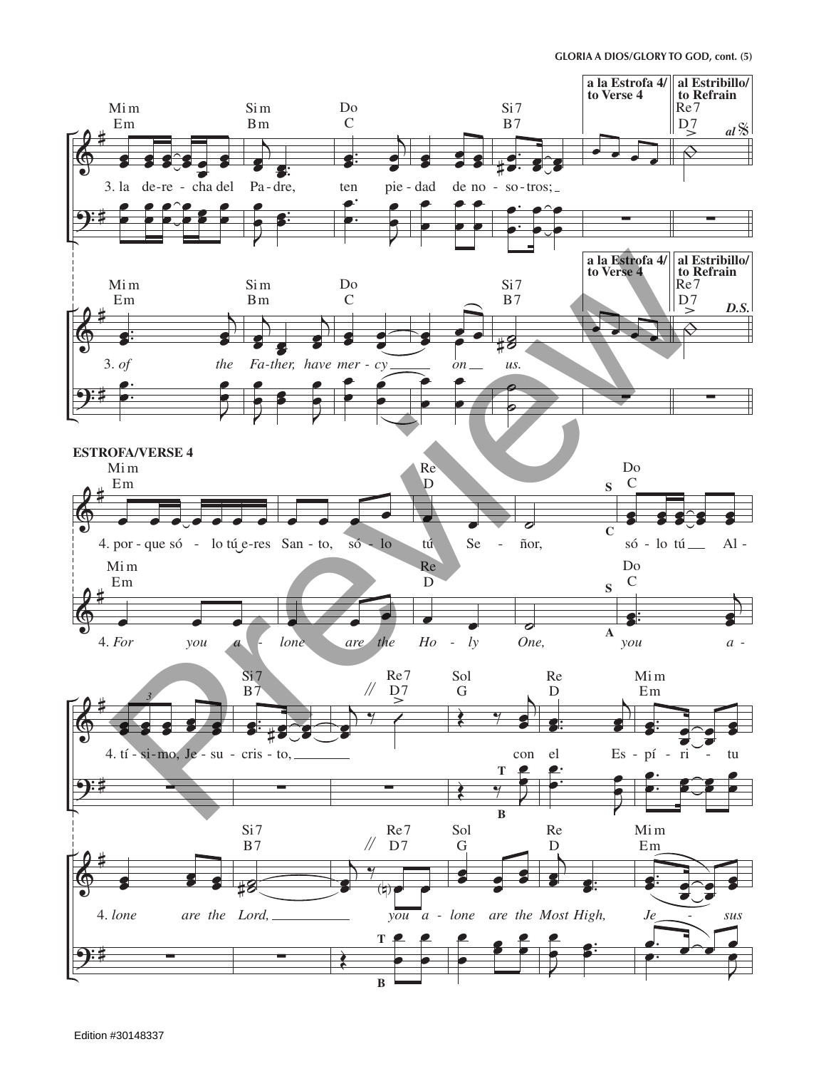a la Estrofa 4/ to Verse 4

al Estribillo/ to Refrain

Mi m / Em — Si m / Bm — Do / C — Si 7 / B7 — Re 7 / D7 — al 𝄋

3. la de-re - cha del Pa - dre, ten pie - dad de no - so - tros;

a la Estrofa 4/ to Verse 4

al Estribillo/ to Refrain

Mi m / Em — Si m / Bm — Do / C — Si 7 / B7 — Re 7 / D7 — D.S.

3. *of the Fa-ther, have mer - cy on us.*

**ESTROFA/VERSE 4**

Mi m / Em — Re / D — Do / C

4. por - que só - lo tú e-res San - to, só - lo tú Se - ñor, só - lo tú Al -

Mi m / Em — Re / D — Do / C

4. *For you a - lone are the Ho - ly One, you a -*

Si 7 / B7 — Re 7 / D7 — Sol / G — Re / D — Mi m / Em

4. tí - si-mo, Je - su - cris - to, con el Es - pí - ri - tu

Si 7 / B7 — Re 7 / D7 — Sol / G — Re / D — Mi m / Em

4. *lone are the Lord, you a - lone are the Most High, Je - sus*

Edition #30148337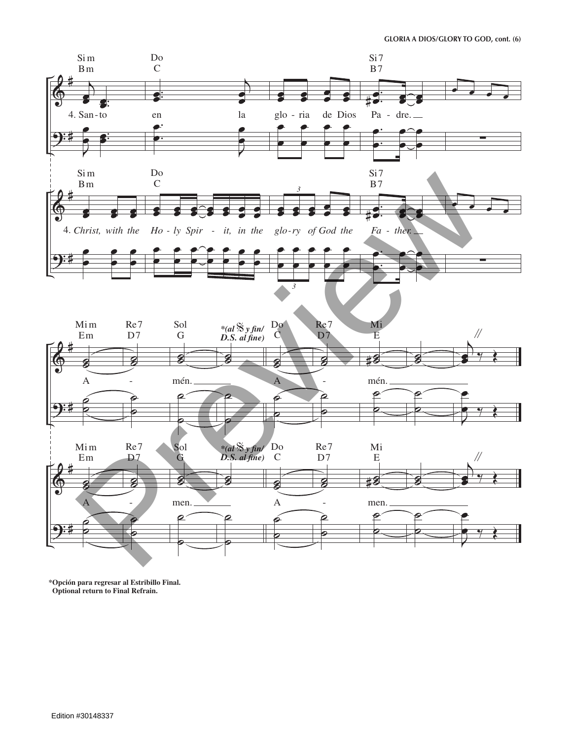Si m
Bm

Do
C

Si 7
B7

4. San-to en la glo - ria de Dios Pa - dre.

Si m
Bm

Do
C

Si 7
B7

4. *Christ, with the Ho - ly Spir - it, in the glo - ry of God the Fa - ther.*

Mi m
Em

Re 7
D7

Sol
G

***(al 𝄋 y fin/ D.S. al fine)***

Do
C

Re 7
D7

Mi
E

A - mén. A - mén.

Mi m
Em

Re 7
D7

Sol
G

***(al 𝄋 y fin/ D.S. al fine)***

Do
C

Re 7
D7

Mi
E

A - men. A - men.

**\*Opción para regresar al Estribillo Final.**
**Optional return to Final Refrain.**

Edition #30148337